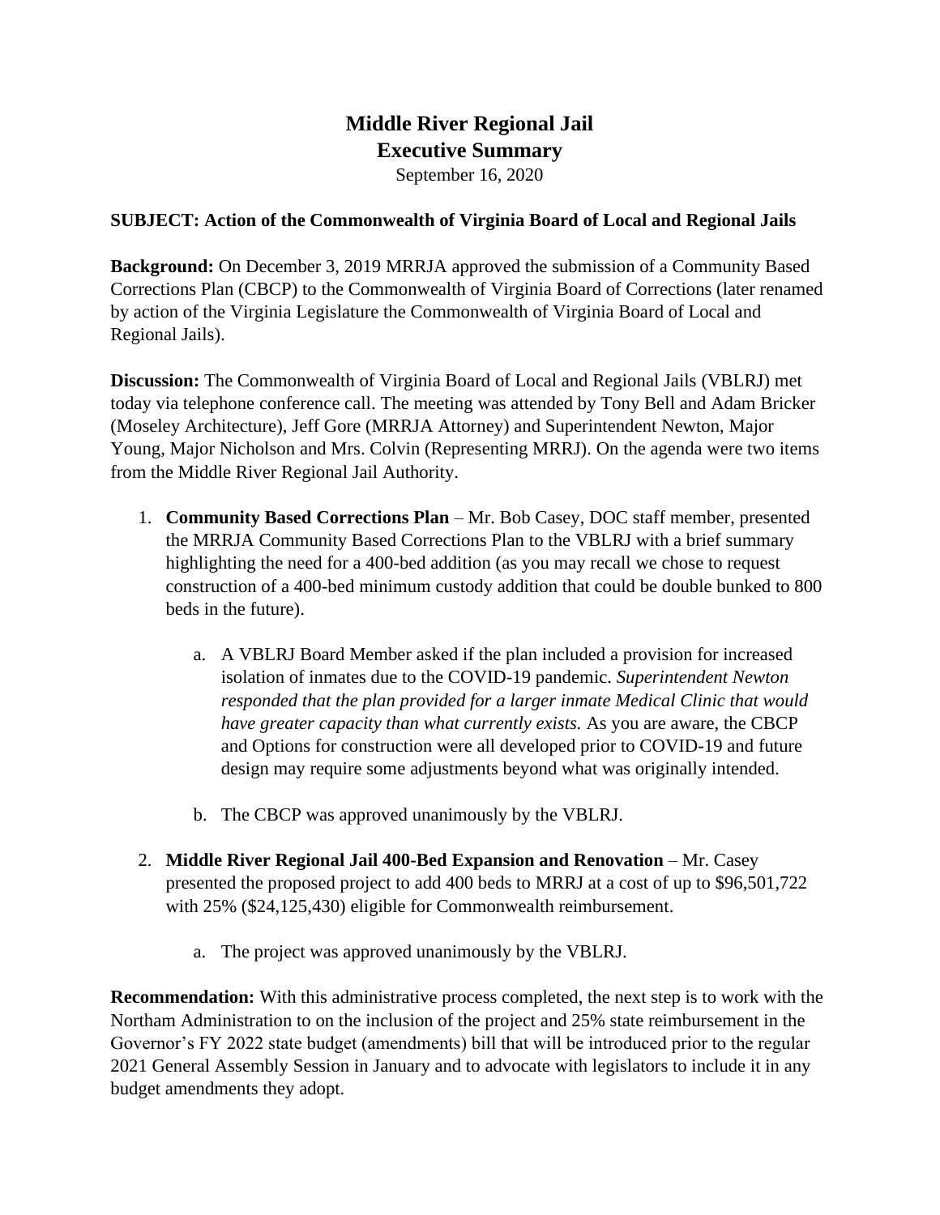# Middle River Regional Jail
# Executive Summary

September 16, 2020

**SUBJECT: Action of the Commonwealth of Virginia Board of Local and Regional Jails**

**Background:** On December 3, 2019 MRRJA approved the submission of a Community Based Corrections Plan (CBCP) to the Commonwealth of Virginia Board of Corrections (later renamed by action of the Virginia Legislature the Commonwealth of Virginia Board of Local and Regional Jails).

**Discussion:** The Commonwealth of Virginia Board of Local and Regional Jails (VBLRJ) met today via telephone conference call. The meeting was attended by Tony Bell and Adam Bricker (Moseley Architecture), Jeff Gore (MRRJA Attorney) and Superintendent Newton, Major Young, Major Nicholson and Mrs. Colvin (Representing MRRJ). On the agenda were two items from the Middle River Regional Jail Authority.

1. **Community Based Corrections Plan** – Mr. Bob Casey, DOC staff member, presented the MRRJA Community Based Corrections Plan to the VBLRJ with a brief summary highlighting the need for a 400-bed addition (as you may recall we chose to request construction of a 400-bed minimum custody addition that could be double bunked to 800 beds in the future).

   a. A VBLRJ Board Member asked if the plan included a provision for increased isolation of inmates due to the COVID-19 pandemic. *Superintendent Newton responded that the plan provided for a larger inmate Medical Clinic that would have greater capacity than what currently exists.* As you are aware, the CBCP and Options for construction were all developed prior to COVID-19 and future design may require some adjustments beyond what was originally intended.

   b. The CBCP was approved unanimously by the VBLRJ.

2. **Middle River Regional Jail 400-Bed Expansion and Renovation** – Mr. Casey presented the proposed project to add 400 beds to MRRJ at a cost of up to $96,501,722 with 25% ($24,125,430) eligible for Commonwealth reimbursement.

   a. The project was approved unanimously by the VBLRJ.

**Recommendation:** With this administrative process completed, the next step is to work with the Northam Administration to on the inclusion of the project and 25% state reimbursement in the Governor's FY 2022 state budget (amendments) bill that will be introduced prior to the regular 2021 General Assembly Session in January and to advocate with legislators to include it in any budget amendments they adopt.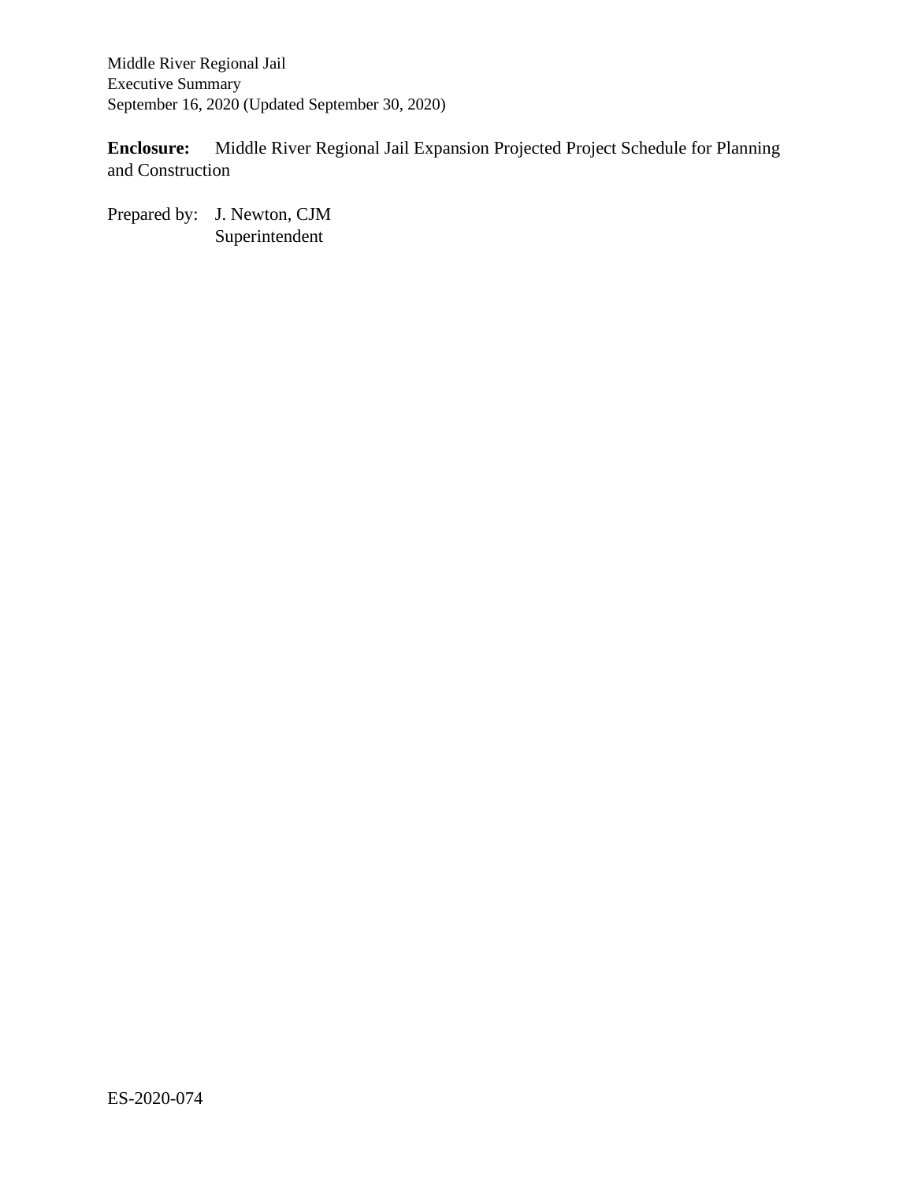Middle River Regional Jail
Executive Summary
September 16, 2020 (Updated September 30, 2020)

**Enclosure:** Middle River Regional Jail Expansion Projected Project Schedule for Planning and Construction

Prepared by: J. Newton, CJM
Superintendent

ES-2020-074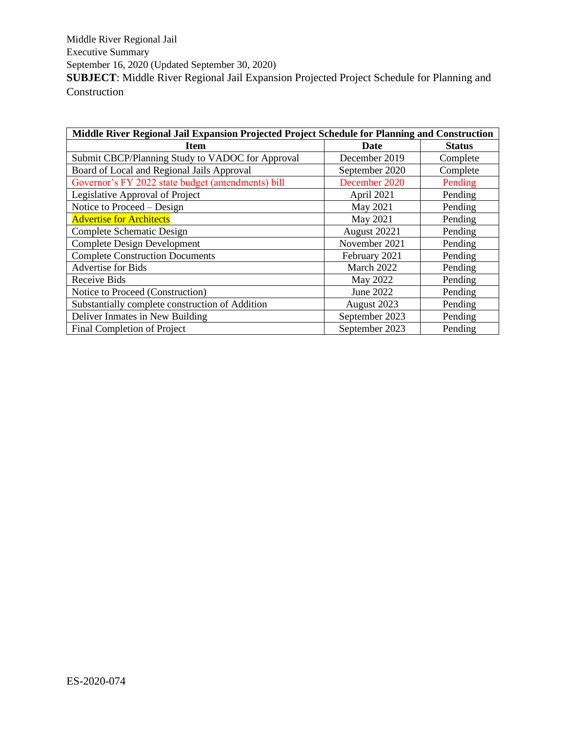Middle River Regional Jail
Executive Summary
September 16, 2020 (Updated September 30, 2020)
**SUBJECT**: Middle River Regional Jail Expansion Projected Project Schedule for Planning and Construction

| Middle River Regional Jail Expansion Projected Project Schedule for Planning and Construction | | |
|---|---|---|
| **Item** | **Date** | **Status** |
| Submit CBCP/Planning Study to VADOC for Approval | December 2019 | Complete |
| Board of Local and Regional Jails Approval | September 2020 | Complete |
| Governor's FY 2022 state budget (amendments) bill | December 2020 | Pending |
| Legislative Approval of Project | April 2021 | Pending |
| Notice to Proceed – Design | May 2021 | Pending |
| Advertise for Architects | May 2021 | Pending |
| Complete Schematic Design | August 20221 | Pending |
| Complete Design Development | November 2021 | Pending |
| Complete Construction Documents | February 2021 | Pending |
| Advertise for Bids | March 2022 | Pending |
| Receive Bids | May 2022 | Pending |
| Notice to Proceed (Construction) | June 2022 | Pending |
| Substantially complete construction of Addition | August 2023 | Pending |
| Deliver Inmates in New Building | September 2023 | Pending |
| Final Completion of Project | September 2023 | Pending |

ES-2020-074